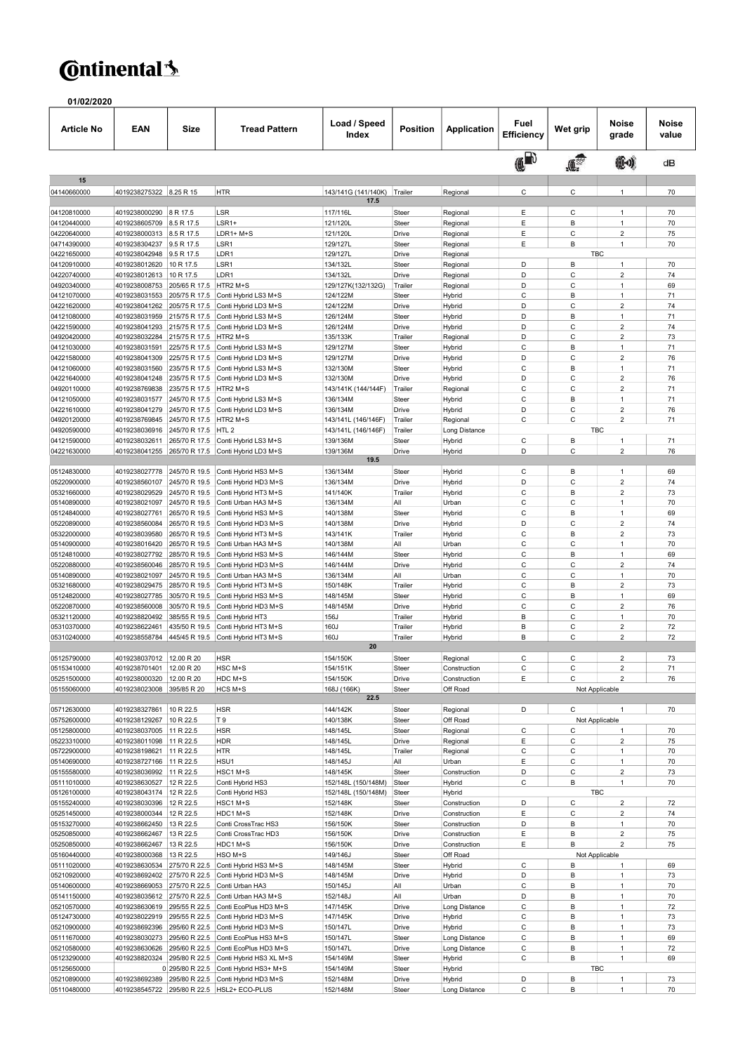# Continental

**01/02/2020**

| Article No | EAN | Size | Tread Pattern | Load / Speed Index | Position | Application | Fuel Efficiency | Wet grip | Noise grade | Noise value |
|---|---|---|---|---|---|---|---|---|---|---|
| | | | | | | | | | | dB |
| **15** | | | | | | | | | | |
| 04140660000 | 4019238275322 | 8.25 R 15 | HTR | 143/141G (141/140K) | Trailer | Regional | C | C | 1 | 70 |
| **17.5** | | | | | | | | | | |
| 04120810000 | 4019238000290 | 8 R 17.5 | LSR | 117/116L | Steer | Regional | E | C | 1 | 70 |
| 04120440000 | 4019238605709 | 8.5 R 17.5 | LSR1+ | 121/120L | Steer | Regional | E | B | 1 | 70 |
| 04220640000 | 4019238000313 | 8.5 R 17.5 | LDR1+ M+S | 121/120L | Drive | Regional | E | C | 2 | 75 |
| 04714390000 | 4019238304237 | 9.5 R 17.5 | LSR1 | 129/127L | Steer | Regional | E | B | 1 | 70 |
| 04221650000 | 4019238042948 | 9.5 R 17.5 | LDR1 | 129/127L | Drive | Regional | TBC | | | |
| 04120910000 | 4019238012620 | 10 R 17.5 | LSR1 | 134/132L | Steer | Regional | D | B | 1 | 70 |
| 04220740000 | 4019238012613 | 10 R 17.5 | LDR1 | 134/132L | Drive | Regional | D | C | 2 | 74 |
| 04920340000 | 4019238008753 | 205/65 R 17.5 | HTR2 M+S | 129/127K(132/132G) | Trailer | Regional | D | C | 1 | 69 |
| 04121070000 | 4019238031553 | 205/75 R 17.5 | Conti Hybrid LS3 M+S | 124/122M | Steer | Hybrid | C | B | 1 | 71 |
| 04221620000 | 4019238041262 | 205/75 R 17.5 | Conti Hybrid LD3 M+S | 124/122M | Drive | Hybrid | D | C | 2 | 74 |
| 04121080000 | 4019238031959 | 215/75 R 17.5 | Conti Hybrid LS3 M+S | 126/124M | Steer | Hybrid | D | B | 1 | 71 |
| 04221590000 | 4019238041293 | 215/75 R 17.5 | Conti Hybrid LD3 M+S | 126/124M | Drive | Hybrid | D | C | 2 | 74 |
| 04920420000 | 4019238032284 | 215/75 R 17.5 | HTR2 M+S | 135/133K | Trailer | Regional | D | C | 2 | 73 |
| 04121030000 | 4019238031591 | 225/75 R 17.5 | Conti Hybrid LS3 M+S | 129/127M | Steer | Hybrid | C | B | 1 | 71 |
| 04221580000 | 4019238041309 | 225/75 R 17.5 | Conti Hybrid LD3 M+S | 129/127M | Drive | Hybrid | D | C | 2 | 76 |
| 04121060000 | 4019238031560 | 235/75 R 17.5 | Conti Hybrid LS3 M+S | 132/130M | Steer | Hybrid | C | B | 1 | 71 |
| 04221640000 | 4019238041248 | 235/75 R 17.5 | Conti Hybrid LD3 M+S | 132/130M | Drive | Hybrid | D | C | 2 | 76 |
| 04920110000 | 4019238769838 | 235/75 R 17.5 | HTR2 M+S | 143/141K (144/144F) | Trailer | Regional | C | C | 2 | 71 |
| 04121050000 | 4019238031577 | 245/70 R 17.5 | Conti Hybrid LS3 M+S | 136/134M | Steer | Hybrid | C | B | 1 | 71 |
| 04221610000 | 4019238041279 | 245/70 R 17.5 | Conti Hybrid LD3 M+S | 136/134M | Drive | Hybrid | D | C | 2 | 76 |
| 04920120000 | 4019238769845 | 245/70 R 17.5 | HTR2 M+S | 143/141L (146/146F) | Trailer | Regional | C | C | 2 | 71 |
| 04920590000 | 4019238036916 | 245/70 R 17.5 | HTL 2 | 143/141L (146/146F) | Trailer | Long Distance | TBC | | | |
| 04121590000 | 4019238032611 | 265/70 R 17.5 | Conti Hybrid LS3 M+S | 139/136M | Steer | Hybrid | C | B | 1 | 71 |
| 04221630000 | 4019238041255 | 265/70 R 17.5 | Conti Hybrid LD3 M+S | 139/136M | Drive | Hybrid | D | C | 2 | 76 |
| **19.5** | | | | | | | | | | |
| 05124830000 | 4019238027778 | 245/70 R 19.5 | Conti Hybrid HS3 M+S | 136/134M | Steer | Hybrid | C | B | 1 | 69 |
| 05220900000 | 4019238560107 | 245/70 R 19.5 | Conti Hybrid HD3 M+S | 136/134M | Drive | Hybrid | D | C | 2 | 74 |
| 05321660000 | 4019238029529 | 245/70 R 19.5 | Conti Hybrid HT3 M+S | 141/140K | Trailer | Hybrid | C | B | 2 | 73 |
| 05140890000 | 4019238021097 | 245/70 R 19.5 | Conti Urban HA3 M+S | 136/134M | All | Urban | C | C | 1 | 70 |
| 05124840000 | 4019238027761 | 265/70 R 19.5 | Conti Hybrid HS3 M+S | 140/138M | Steer | Hybrid | C | B | 1 | 69 |
| 05220890000 | 4019238560084 | 265/70 R 19.5 | Conti Hybrid HD3 M+S | 140/138M | Drive | Hybrid | D | C | 2 | 74 |
| 05322000000 | 4019238039580 | 265/70 R 19.5 | Conti Hybrid HT3 M+S | 143/141K | Trailer | Hybrid | C | B | 2 | 73 |
| 05140900000 | 4019238016420 | 265/70 R 19.5 | Conti Urban HA3 M+S | 140/138M | All | Urban | C | C | 1 | 70 |
| 05124810000 | 4019238027792 | 285/70 R 19.5 | Conti Hybrid HS3 M+S | 146/144M | Steer | Hybrid | C | B | 1 | 69 |
| 05220880000 | 4019238560046 | 285/70 R 19.5 | Conti Hybrid HD3 M+S | 146/144M | Drive | Hybrid | C | C | 2 | 74 |
| 05140890000 | 4019238021097 | 245/70 R 19.5 | Conti Urban HA3 M+S | 136/134M | All | Urban | C | C | 1 | 70 |
| 05321680000 | 4019238029475 | 285/70 R 19.5 | Conti Hybrid HT3 M+S | 150/148K | Trailer | Hybrid | C | B | 2 | 73 |
| 05124820000 | 4019238027785 | 305/70 R 19.5 | Conti Hybrid HS3 M+S | 148/145M | Steer | Hybrid | C | B | 1 | 69 |
| 05220870000 | 4019238560008 | 305/70 R 19.5 | Conti Hybrid HD3 M+S | 148/145M | Drive | Hybrid | C | C | 2 | 76 |
| 05321120000 | 4019238820492 | 385/55 R 19.5 | Conti Hybrid HT3 | 156J | Trailer | Hybrid | B | C | 1 | 70 |
| 05310370000 | 4019238622461 | 435/50 R 19.5 | Conti Hybrid HT3 M+S | 160J | Trailer | Hybrid | B | C | 2 | 72 |
| 05310240000 | 4019238558784 | 445/45 R 19.5 | Conti Hybrid HT3 M+S | 160J | Trailer | Hybrid | B | C | 2 | 72 |
| **20** | | | | | | | | | | |
| 05125790000 | 4019238037012 | 12.00 R 20 | HSR | 154/150K | Steer | Regional | C | C | 2 | 73 |
| 05153410000 | 4019238701401 | 12.00 R 20 | HSC M+S | 154/151K | Steer | Construction | C | C | 2 | 71 |
| 05251500000 | 4019238000320 | 12.00 R 20 | HDC M+S | 154/150K | Drive | Construction | E | C | 2 | 76 |
| 05155060000 | 4019238023008 | 395/85 R 20 | HCS M+S | 168J (166K) | Steer | Off Road | Not Applicable | | | |
| **22.5** | | | | | | | | | | |
| 05712630000 | 4019238327861 | 10 R 22.5 | HSR | 144/142K | Steer | Regional | D | C | 1 | 70 |
| 05752600000 | 4019238129267 | 10 R 22.5 | T 9 | 140/138K | Steer | Off Road | Not Applicable | | | |
| 05125800000 | 4019238037005 | 11 R 22.5 | HSR | 148/145L | Steer | Regional | C | C | 1 | 70 |
| 05223310000 | 4019238011098 | 11 R 22.5 | HDR | 148/145L | Drive | Regional | E | C | 2 | 75 |
| 05722900000 | 4019238198621 | 11 R 22.5 | HTR | 148/145L | Trailer | Regional | C | C | 1 | 70 |
| 05140690000 | 4019238727166 | 11 R 22.5 | HSU1 | 148/145J | All | Urban | E | C | 1 | 70 |
| 05155580000 | 4019238036992 | 11 R 22.5 | HSC1 M+S | 148/145K | Steer | Construction | D | C | 2 | 73 |
| 05111010000 | 4019238630527 | 12 R 22.5 | Conti Hybrid HS3 | 152/148L (150/148M) | Steer | Hybrid | C | B | 1 | 70 |
| 05126100000 | 4019238043174 | 12 R 22.5 | Conti Hybrid HS3 | 152/148L (150/148M) | Steer | Hybrid | TBC | | | |
| 05155240000 | 4019238030396 | 12 R 22.5 | HSC1 M+S | 152/148K | Steer | Construction | D | C | 2 | 72 |
| 05251450000 | 4019238000344 | 12 R 22.5 | HDC1 M+S | 152/148K | Drive | Construction | E | C | 2 | 74 |
| 05153270000 | 4019238662450 | 13 R 22.5 | Conti CrossTrac HS3 | 156/150K | Steer | Construction | D | B | 1 | 70 |
| 05250850000 | 4019238662467 | 13 R 22.5 | Conti CrossTrac HD3 | 156/150K | Drive | Construction | E | B | 2 | 75 |
| 05250850000 | 4019238662467 | 13 R 22.5 | HDC1 M+S | 156/150K | Drive | Construction | E | B | 2 | 75 |
| 05160440000 | 4019238000368 | 13 R 22.5 | HSO M+S | 149/146J | Steer | Off Road | Not Applicable | | | |
| 05111020000 | 4019238630534 | 275/70 R 22.5 | Conti Hybrid HS3 M+S | 148/145M | Steer | Hybrid | C | B | 1 | 69 |
| 05210920000 | 4019238692402 | 275/70 R 22.5 | Conti Hybrid HD3 M+S | 148/145M | Drive | Hybrid | D | B | 1 | 73 |
| 05140600000 | 4019238669053 | 275/70 R 22.5 | Conti Urban HA3 | 150/145J | All | Urban | C | B | 1 | 70 |
| 05141150000 | 4019238035612 | 275/70 R 22.5 | Conti Urban HA3 M+S | 152/148J | All | Urban | D | B | 1 | 70 |
| 05210570000 | 4019238630619 | 295/55 R 22.5 | Conti EcoPlus HD3 M+S | 147/145K | Drive | Long Distance | C | B | 1 | 72 |
| 05214730000 | 4019238022919 | 295/55 R 22.5 | Conti Hybrid HD3 M+S | 147/145K | Drive | Hybrid | C | B | 1 | 73 |
| 05210900000 | 4019238692396 | 295/60 R 22.5 | Conti Hybrid HD3 M+S | 150/147L | Drive | Hybrid | C | B | 1 | 73 |
| 05111670000 | 4019238030273 | 295/60 R 22.5 | Conti EcoPlus HS3 M+S | 150/147L | Steer | Long Distance | C | B | 1 | 69 |
| 05210580000 | 4019238630626 | 295/60 R 22.5 | Conti EcoPlus HD3 M+S | 150/147L | Drive | Long Distance | C | B | 1 | 72 |
| 05123290000 | 4019238820324 | 295/80 R 22.5 | Conti Hybrid HS3 XL M+S | 154/149M | Steer | Hybrid | C | B | 1 | 69 |
| 05125650000 | 0 | 295/80 R 22.5 | Conti Hybrid HS3+ M+S | 154/149M | Steer | Hybrid | TBC | | | |
| 05210890000 | 4019238692389 | 295/80 R 22.5 | Conti Hybrid HD3 M+S | 152/148M | Drive | Hybrid | D | B | 1 | 73 |
| 05110480000 | 4019238545722 | 295/80 R 22.5 | HSL2+ ECO-PLUS | 152/148M | Steer | Long Distance | C | B | 1 | 70 |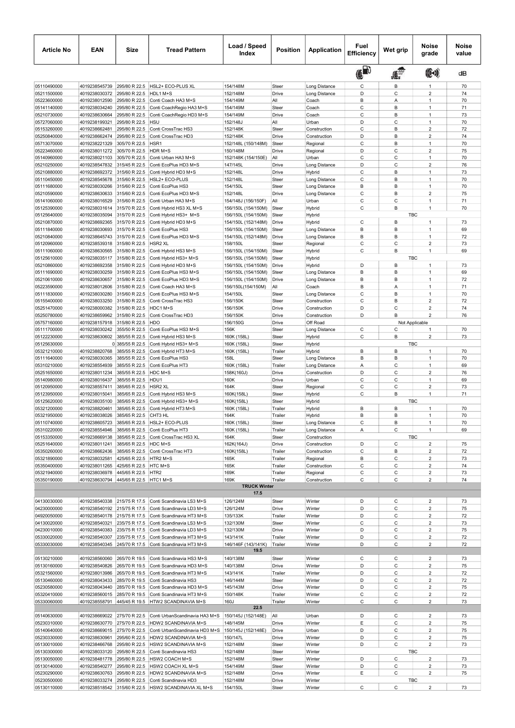| Article No | EAN | Size | Tread Pattern | Load / Speed Index | Position | Application | Fuel Efficiency | Wet grip | Noise grade | Noise value |
|---|---|---|---|---|---|---|---|---|---|---|
| | | | | | | | | | | dB |
| 05110490000 | 4019238545739 | 295/80 R 22.5 | HSL2+ ECO-PLUS XL | 154/148M | Steer | Long Distance | C | B | 1 | 70 |
| 05211500000 | 4019238030372 | 295/80 R 22.5 | HDL1 M+S | 152/148M | Drive | Long Distance | D | C | 2 | 74 |
| 05223600000 | 4019238012590 | 295/80 R 22.5 | Conti Coach HA3 M+S | 154/149M | All | Coach | B | A | 1 | 70 |
| 05141140000 | 4019238034240 | 295/80 R 22.5 | Conti CoachRegio HA3 M+S | 154/149M | Steer | Coach | C | B | 1 | 71 |
| 05210730000 | 4019238630664 | 295/80 R 22.5 | Conti CoachRegio HD3 M+S | 154/149M | Drive | Coach | C | B | 1 | 73 |
| 05727060000 | 4019238199321 | 295/80 R 22.5 | HSU | 152/148J | All | Urban | D | C | 1 | 70 |
| 05153260000 | 4019238662481 | 295/80 R 22.5 | Conti CrossTrac HS3 | 152/148K | Steer | Construction | C | B | 2 | 72 |
| 05250840000 | 4019238662474 | 295/80 R 22.5 | Conti CrossTrac HD3 | 152/148K | Drive | Construction | D | B | 2 | 74 |
| 05713070000 | 4019238221329 | 305/70 R 22.5 | HSR1 | 152/148L (150/148M) | Steer | Regional | C | B | 1 | 70 |
| 05223460000 | 4019238011272 | 305/70 R 22.5 | HDR M+S | 150/148M | Drive | Regional | D | C | 2 | 75 |
| 05140960000 | 4019238021103 | 305/70 R 22.5 | Conti Urban HA3 M+S | 152/148K (154/150E) | All | Urban | C | C | 1 | 70 |
| 05210250000 | 4019238547832 | 315/45 R 22.5 | Conti EcoPlus HD3 M+S | 147/145L | Drive | Long Distance | D | C | 2 | 76 |
| 05210880000 | 4019238692372 | 315/60 R 22.5 | Conti Hybrid HD3 M+S | 152/148L | Drive | Hybrid | C | B | 1 | 73 |
| 05110450000 | 4019238545678 | 315/60 R 22.5 | HSL2+ ECO-PLUS | 152/148L | Steer | Long Distance | C | B | 1 | 70 |
| 05111680000 | 4019238030266 | 315/60 R 22.5 | Conti EcoPlus HS3 | 154/150L | Steer | Long Distance | B | B | 1 | 70 |
| 05210590000 | 4019238630633 | 315/60 R 22.5 | Conti EcoPlus HD3 M+S | 152/148L | Drive | Long Distance | C | B | 2 | 75 |
| 05141060000 | 4019238016529 | 315/60 R 22.5 | Conti Urban HA3 M+S | 154/148J (156/150F) | All | Urban | C | C | 1 | 71 |
| 05125390000 | 4019238031614 | 315/70 R 22.5 | Conti Hybrid HS3 XL M+S | 156/150L (154/150M) | Steer | Hybrid | C | B | 1 | 70 |
| 05125640000 | 4019238035094 | 315/70 R 22.5 | Conti Hybrid HS3+ M+S | 156/150L (154/150M) | Steer | Hybrid | TBC | | | |
| 05210870000 | 4019238692365 | 315/70 R 22.5 | Conti Hybrid HD3 M+S | 154/150L (152/148M) | Drive | Hybrid | C | B | 1 | 73 |
| 05111840000 | 4019238030693 | 315/70 R 22.5 | Conti EcoPlus HS3 | 156/150L (154/150M) | Steer | Long Distance | B | B | 1 | 69 |
| 05210840000 | 4019238645743 | 315/70 R 22.5 | Conti EcoPlus HD3 M+S | 154/150L (152/148M) | Drive | Long Distance | B | B | 1 | 72 |
| 05120960000 | 4019238539318 | 315/80 R 22.5 | HSR2 XL | 158/150L | Steer | Regional | C | C | 2 | 73 |
| 05111060000 | 4019238630565 | 315/80 R 22.5 | Conti Hybrid HS3 M+S | 156/150L (154/150M) | Steer | Hybrid | C | B | 1 | 69 |
| 05125610000 | 4019238035117 | 315/80 R 22.5 | Conti Hybrid HS3+ M+S | 156/150L (154/150M) | Steer | Hybrid | TBC | | | |
| 05210860000 | 4019238692358 | 315/80 R 22.5 | Conti Hybrid HD3 M+S | 156/150L (154/150M) | Drive | Hybrid | D | B | 1 | 73 |
| 05111690000 | 4019238030259 | 315/80 R 22.5 | Conti EcoPlus HS3 M+S | 156/150L (154/150M) | Steer | Long Distance | B | B | 1 | 69 |
| 05210610000 | 4019238630657 | 315/80 R 22.5 | Conti EcoPlus HD3 M+S | 156/150L (154/150M) | Drive | Long Distance | B | B | 1 | 72 |
| 05223590000 | 4019238012606 | 315/80 R 22.5 | Conti Coach HA3 M+S | 156/150L(154/150M) | All | Coach | B | A | 1 | 71 |
| 05111830000 | 4019238030280 | 315/60 R 22.5 | Conti EcoPlus HS3 M+S | 154/150L | Steer | Long Distance | C | B | 1 | 70 |
| 05155400000 | 4019238033250 | 315/80 R 22.5 | Conti CrossTrac HS3 | 156/150K | Steer | Construction | C | B | 2 | 72 |
| 05251470000 | 4019238000382 | 315/80 R 22.5 | HDC1 M+S | 156/150K | Drive | Construction | D | C | 2 | 74 |
| 05250780000 | 4019238659962 | 315/80 R 22.5 | Conti CrossTrac HD3 | 156/150K | Drive | Construction | D | B | 2 | 76 |
| 05757160000 | 4019238157918 | 315/80 R 22.5 | HDO | 156/150G | Drive | Off Road | Not Applicable | | | |
| 05111700000 | 4019238030242 | 355/50 R 22.5 | Conti EcoPlus HS3 M+S | 156K | Steer | Long Distance | C | C | 1 | 70 |
| 05122230000 | 4019238630602 | 385/55 R 22.5 | Conti Hybrid HS3 M+S | 160K (158L) | Steer | Hybrid | C | B | 2 | 73 |
| 05125630000 | 0 | 385/55 R 22.5 | Conti Hybrid HS3+ M+S | 160K (158L) | Steer | Hybrid | TBC | | | |
| 05321210000 | 4019238820768 | 385/55 R 22.5 | Conti Hybrid HT3 M+S | 160K (158L) | Trailer | Hybrid | B | B | 1 | 70 |
| 05111640000 | 4019238030365 | 385/55 R 22.5 | Conti EcoPlus HS3 | 158L | Steer | Long Distance | B | B | 1 | 70 |
| 05310210000 | 4019238554939 | 385/55 R 22.5 | Conti EcoPlus HT3 | 160K (158L) | Trailer | Long Distance | A | C | 1 | 69 |
| 05251650000 | 4019238011234 | 385/55 R 22.5 | HDC M+S | 158K(160J) | Drive | Construction | D | C | 2 | 76 |
| 05140980000 | 4019238016437 | 385/55 R 22.5 | HDU1 | 160K | Drive | Urban | C | C | 1 | 69 |
| 05120950000 | 4019238557411 | 385/55 R 22.5 | HSR2 XL | 164K | Steer | Regional | C | C | 2 | 73 |
| 05123950000 | 4019238015041 | 385/65 R 22.5 | Conti Hybrid HS3 M+S | 160K(158L) | Steer | Hybrid | C | B | 1 | 71 |
| 05125620000 | 4019238035100 | 385/65 R 22.5 | Conti Hybrid HS3+ M+S | 160K(158L) | Steer | Hybrid | TBC | | | |
| 05321200000 | 4019238820461 | 385/65 R 22.5 | Conti Hybrid HT3 M+S | 160K (158L) | Trailer | Hybrid | B | B | 1 | 70 |
| 05321950000 | 4019238038026 | 385/65 R 22.5 | CHT3 HL | 164K | Trailer | Hybrid | B | B | 1 | 70 |
| 05110740000 | 4019238605723 | 385/65 R 22.5 | HSL2+ ECO-PLUS | 160K (158L) | Steer | Long Distance | C | B | 1 | 70 |
| 05310220000 | 4019238554946 | 385/65 R 22.5 | Conti EcoPlus HT3 | 160K (158L) | Trailer | Long Distance | A | C | 1 | 69 |
| 05153350000 | 4019238669138 | 385/65 R 22.5 | Conti CrossTrac HS3 XL | 164K | Steer | Construction | TBC | | | |
| 05251640000 | 4019238011241 | 385/65 R 22.5 | HDC M+S | 162K(164J) | Drive | Construction | D | C | 2 | 75 |
| 05350260000 | 4019238662436 | 385/65 R 22.5 | Conti CrossTrac HT3 | 160K(158L) | Trailer | Construction | C | B | 2 | 72 |
| 05321890000 | 4019238032581 | 425/65 R 22.5 | HTR2 M+S | 165K | Trailer | Regional | B | C | 2 | 73 |
| 05350400000 | 4019238011265 | 425/65 R 22.5 | HTC M+S | 165K | Trailer | Construction | C | C | 2 | 74 |
| 05321940000 | 4019238036978 | 445/65 R 22.5 | HTR2 | 169K | Trailer | Regional | C | C | 2 | 73 |
| 05350190000 | 4019238630794 | 445/65 R 22.5 | HTC1 M+S | 169K | Trailer | Construction | C | C | 2 | 74 |
| **TRUCK Winter** | | | | | | | | | | |
| **17.5** | | | | | | | | | | |
| 04130030000 | 4019238540338 | 215/75 R 17.5 | Conti Scandinavia LS3 M+S | 126/124M | Steer | Winter | D | C | 2 | 73 |
| 04230000000 | 4019238540192 | 215/75 R 17.5 | Conti Scandinavia LD3 M+S | 126/124M | Drive | Winter | D | C | 2 | 75 |
| 04920050000 | 4019238540178 | 215/75 R 17.5 | Conti Scandinavia HT3 M+S | 135/133K | Trailer | Winter | D | C | 2 | 72 |
| 04130020000 | 4019238540321 | 235/75 R 17.5 | Conti Scandinavia LS3 M+S | 132/130M | Steer | Winter | C | C | 2 | 73 |
| 04230010000 | 4019238540383 | 235/75 R 17.5 | Conti Scandinavia LD3 M+S | 132/130M | Drive | Winter | D | C | 2 | 75 |
| 05330020000 | 4019238540307 | 235/75 R 17.5 | Conti Scandinavia HT3 M+S | 143/141K | Trailer | Winter | D | C | 2 | 72 |
| 05330030000 | 4019238540345 | 245/70 R 17.5 | Conti Scandinavia HT3 M+S | 146/146F (143/141K) | Trailer | Winter | D | C | 2 | 72 |
| **19.5** | | | | | | | | | | |
| 05130210000 | 4019238560060 | 265/70 R 19.5 | Conti Scandinavia HS3 M+S | 140/138M | Steer | Winter | C | C | 2 | 73 |
| 05130160000 | 4019238540826 | 265/70 R 19.5 | Conti Scandinavia HD3 M+S | 140/138M | Drive | Winter | D | C | 2 | 75 |
| 05321560000 | 4019238013986 | 265/70 R 19.5 | Conti Scandinavia HT3 M+S | 143/141K | Trailer | Winter | D | C | 2 | 72 |
| 05130460000 | 4019238043433 | 285/70 R 19.5 | Conti Scandinavia HS3 | 146/144M | Steer | Winter | D | C | 2 | 72 |
| 05230580000 | 4019238043440 | 285/70 R 19.5 | Conti Scandinavia HD3 M+S | 145/143M | Drive | Winter | D | C | 2 | 75 |
| 05320410000 | 4019238560015 | 285/70 R 19.5 | Conti Scandinavia HT3 M+S | 150/148K | Trailer | Winter | C | C | 2 | 72 |
| 05330060000 | 4019238558791 | 445/45 R 19.5 | HTW2 SCANDINAVIA M+S | 160J | Trailer | Winter | C | C | 2 | 73 |
| **22.5** | | | | | | | | | | |
| 05140630000 | 4019238669022 | 275/70 R 22.5 | Conti UrbanScandinavia HA3 M+S | 150/145J (152/148E) | All | Urban | D | C | 2 | 73 |
| 05230310000 | 4019238630770 | 275/70 R 22.5 | HDW2 SCANDINAVIA M+S | 148/145M | Drive | Winter | E | C | 2 | 75 |
| 05140640000 | 4019238669015 | 275/70 R 22.5 | Conti UrbanScandinavia HD3 M+S | 150/145J (152/148E) | Drive | Urban | D | C | 2 | 75 |
| 05230330000 | 4019238630961 | 295/60 R 22.5 | HDW2 SCANDINAVIA M+S | 150/147L | Drive | Winter | D | C | 2 | 75 |
| 05130010000 | 4019238466768 | 295/80 R 22.5 | HSW2 SCANDINAVIA M+S | 152/148M | Steer | Winter | D | C | 2 | 73 |
| 05130300000 | 4019238033120 | 295/80 R 22.5 | Conti Scandinavia HS3 | 152/148M | Steer | Winter | TBC | | | |
| 05130050000 | 4019238481778 | 295/80 R 22.5 | HSW2 COACH M+S | 152/148M | Steer | Winter | D | C | 2 | 73 |
| 05130140000 | 4019238540277 | 295/80 R 22.5 | HSW2 COACH XL M+S | 154/149M | Steer | Winter | D | C | 2 | 73 |
| 05230290000 | 4019238630763 | 295/80 R 22.5 | HDW2 SCANDINAVIA M+S | 152/148M | Drive | Winter | E | C | 2 | 75 |
| 05230500000 | 4019238033274 | 295/80 R 22.5 | Conti Scandinavia HD3 | 152/148M | Drive | Winter | TBC | | | |
| 05130110000 | 4019238518542 | 315/60 R 22.5 | HSW2 SCANDINAVIA XL M+S | 154/150L | Steer | Winter | C | C | 2 | 73 |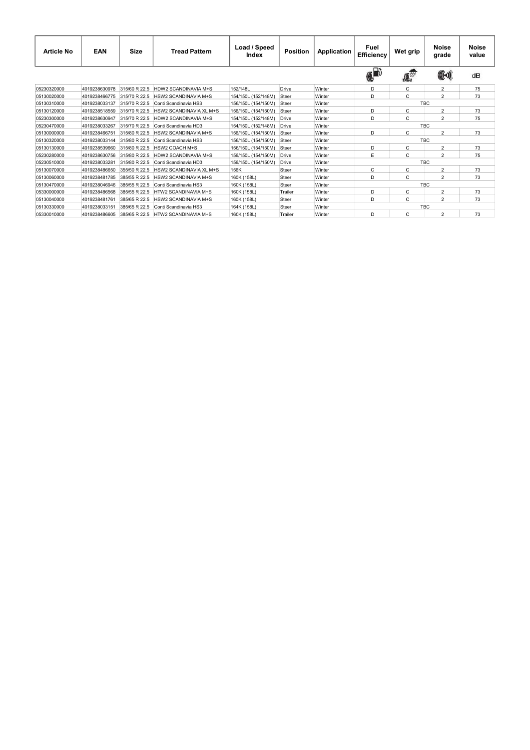| Article No | EAN | Size | Tread Pattern | Load / Speed Index | Position | Application | Fuel Efficiency | Wet grip | Noise grade | Noise value |
|---|---|---|---|---|---|---|---|---|---|---|
| | | | | | | | | | | dB |
| 05230320000 | 4019238630978 | 315/60 R 22.5 | HDW2 SCANDINAVIA M+S | 152/148L | Drive | Winter | D | C | 2 | 75 |
| 05130020000 | 4019238466775 | 315/70 R 22.5 | HSW2 SCANDINAVIA M+S | 154/150L (152/148M) | Steer | Winter | D | C | 2 | 73 |
| 05130310000 | 4019238033137 | 315/70 R 22.5 | Conti Scandinavia HS3 | 156/150L (154/150M) | Steer | Winter | | TBC | | |
| 05130120000 | 4019238518559 | 315/70 R 22.5 | HSW2 SCANDINAVIA XL M+S | 156/150L (154/150M) | Steer | Winter | D | C | 2 | 73 |
| 05230300000 | 4019238630947 | 315/70 R 22.5 | HDW2 SCANDINAVIA M+S | 154/150L (152/148M) | Drive | Winter | D | C | 2 | 75 |
| 05230470000 | 4019238033267 | 315/70 R 22.5 | Conti Scandinavia HD3 | 154/150L (152/148M) | Drive | Winter | | TBC | | |
| 05130000000 | 4019238466751 | 315/80 R 22.5 | HSW2 SCANDINAVIA M+S | 156/150L (154/150M) | Steer | Winter | D | C | 2 | 73 |
| 05130320000 | 4019238033144 | 315/80 R 22.5 | Conti Scandinavia HS3 | 156/150L (154/150M) | Steer | Winter | | TBC | | |
| 05130130000 | 4019238539660 | 315/80 R 22.5 | HSW2 COACH M+S | 156/150L (154/150M) | Steer | Winter | D | C | 2 | 73 |
| 05230280000 | 4019238630756 | 315/80 R 22.5 | HDW2 SCANDINAVIA M+S | 156/150L (154/150M) | Drive | Winter | E | C | 2 | 75 |
| 05230510000 | 4019238033281 | 315/80 R 22.5 | Conti Scandinavia HD3 | 156/150L (154/150M) | Drive | Winter | | TBC | | |
| 05130070000 | 4019238486650 | 355/50 R 22.5 | HSW2 SCANDINAVIA XL M+S | 156K | Steer | Winter | C | C | 2 | 73 |
| 05130060000 | 4019238481785 | 385/55 R 22.5 | HSW2 SCANDINAVIA M+S | 160K (158L) | Steer | Winter | D | C | 2 | 73 |
| 05130470000 | 4019238046946 | 385/55 R 22.5 | Conti Scandinavia HS3 | 160K (158L) | Steer | Winter | | TBC | | |
| 05330000000 | 4019238486568 | 385/55 R 22.5 | HTW2 SCANDINAVIA M+S | 160K (158L) | Trailer | Winter | D | C | 2 | 73 |
| 05130040000 | 4019238481761 | 385/65 R 22.5 | HSW2 SCANDINAVIA M+S | 160K (158L) | Steer | Winter | D | C | 2 | 73 |
| 05130330000 | 4019238033151 | 385/65 R 22.5 | Conti Scandinavia HS3 | 164K (158L) | Steer | Winter | | TBC | | |
| 05330010000 | 4019238486605 | 385/65 R 22.5 | HTW2 SCANDINAVIA M+S | 160K (158L) | Trailer | Winter | D | C | 2 | 73 |